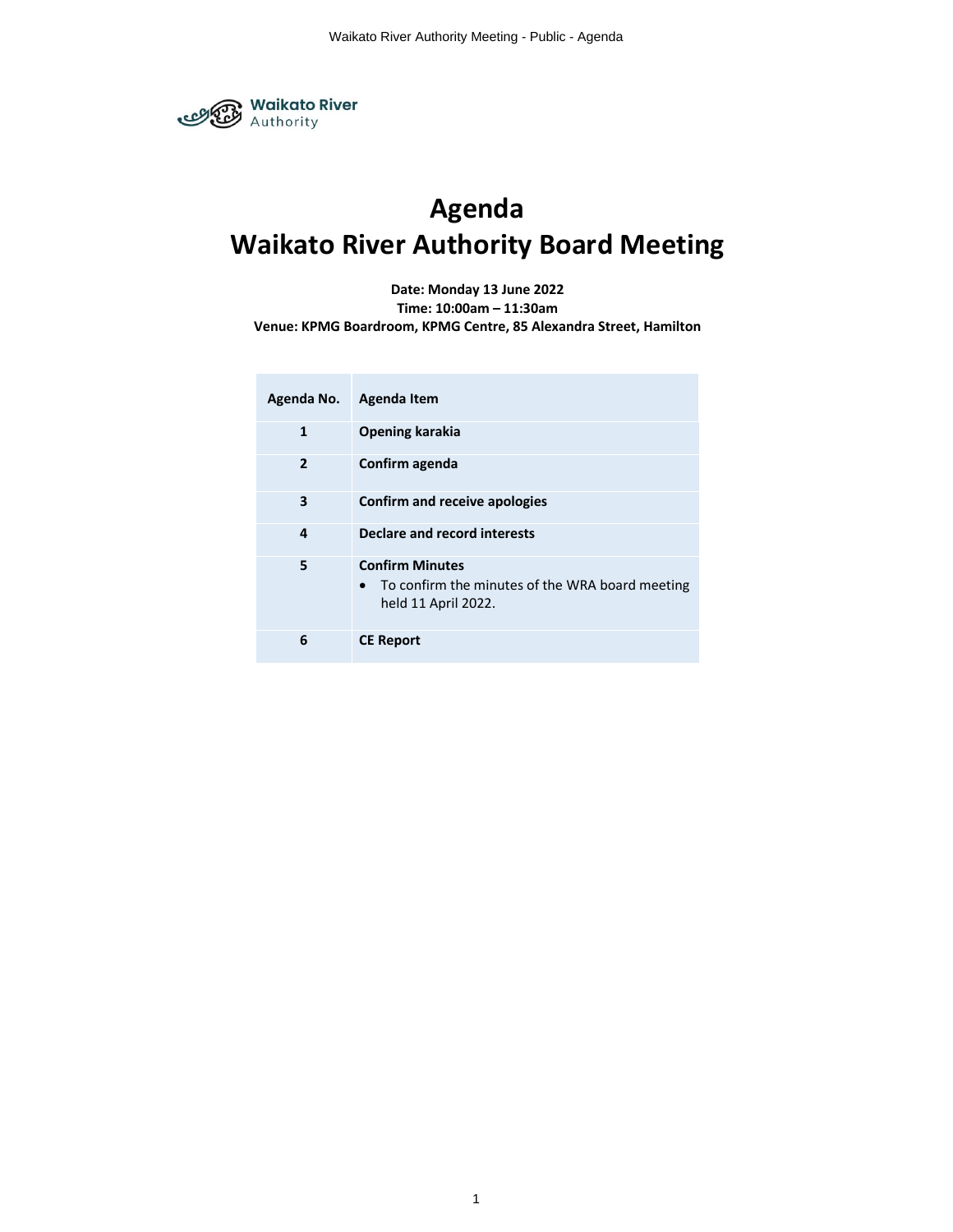Waikato River Authority

# Agenda
# Waikato River Authority Board Meeting

**Date: Monday 13 June 2022**
**Time: 10:00am – 11:30am**
**Venue: KPMG Boardroom, KPMG Centre, 85 Alexandra Street, Hamilton**

| Agenda No. | Agenda Item |
|---|---|
| 1 | **Opening karakia** |
| 2 | **Confirm agenda** |
| 3 | **Confirm and receive apologies** |
| 4 | **Declare and record interests** |
| 5 | **Confirm Minutes**<br>• To confirm the minutes of the WRA board meeting held 11 April 2022. |
| 6 | **CE Report** |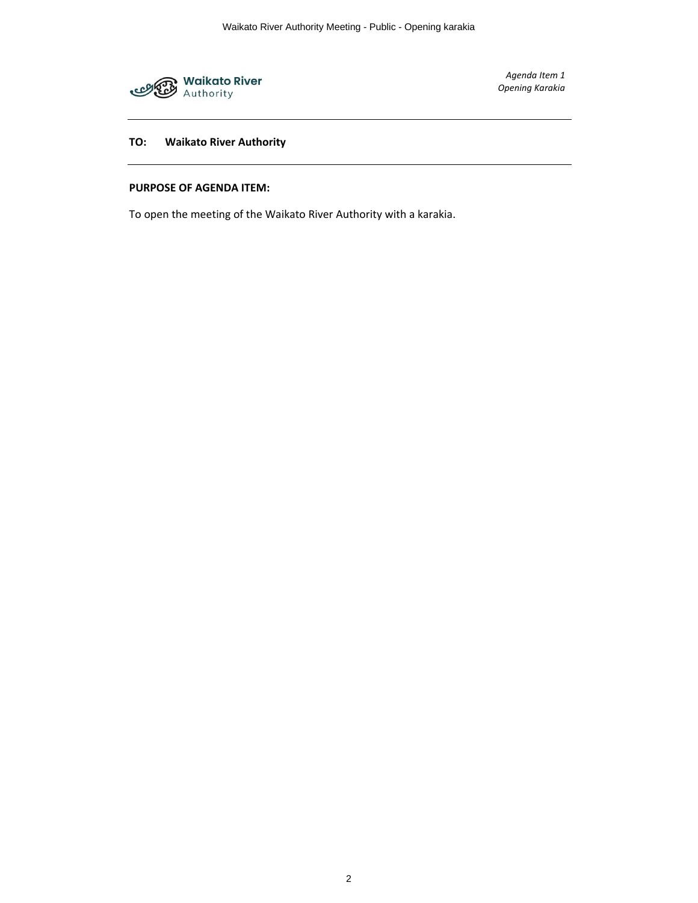Waikato River Authority

*Agenda Item 1*
*Opening Karakia*

---

**TO: Waikato River Authority**

---

**PURPOSE OF AGENDA ITEM:**

To open the meeting of the Waikato River Authority with a karakia.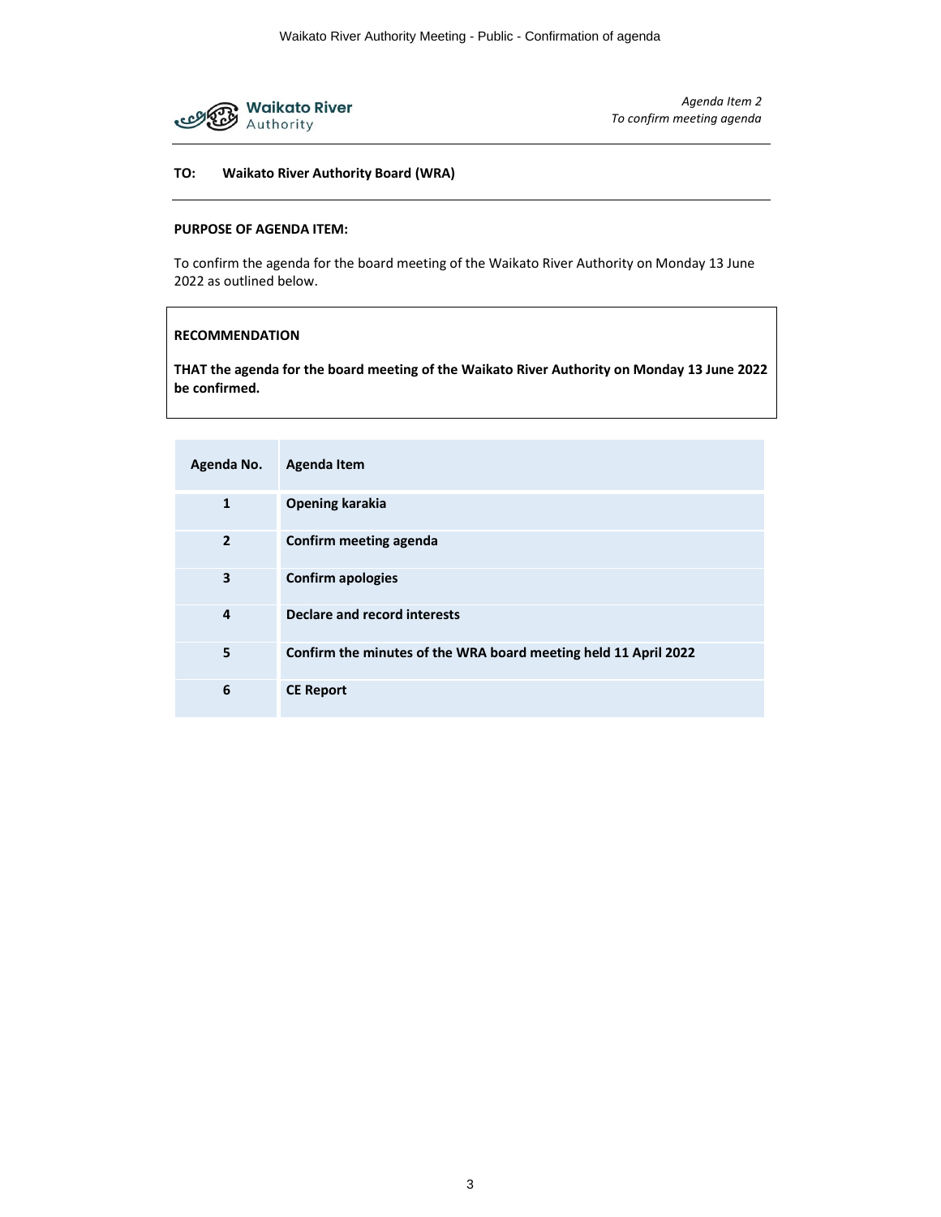Waikato River Authority

*Agenda Item 2*
*To confirm meeting agenda*

**TO: Waikato River Authority Board (WRA)**

**PURPOSE OF AGENDA ITEM:**

To confirm the agenda for the board meeting of the Waikato River Authority on Monday 13 June 2022 as outlined below.

**RECOMMENDATION**

**THAT the agenda for the board meeting of the Waikato River Authority on Monday 13 June 2022 be confirmed.**

| Agenda No. | Agenda Item |
|---|---|
| **1** | **Opening karakia** |
| **2** | **Confirm meeting agenda** |
| **3** | **Confirm apologies** |
| **4** | **Declare and record interests** |
| **5** | **Confirm the minutes of the WRA board meeting held 11 April 2022** |
| **6** | **CE Report** |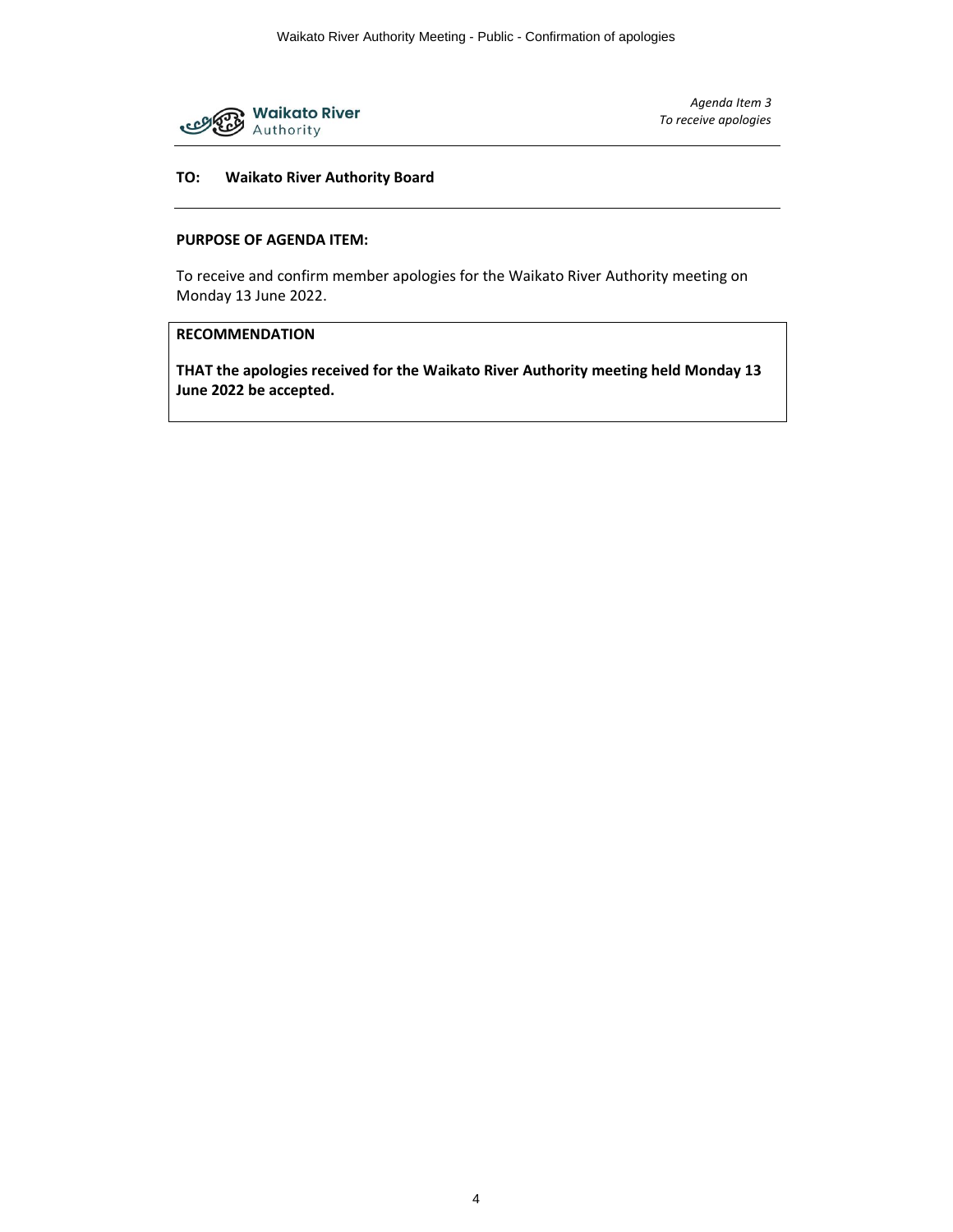Waikato River Authority

*Agenda Item 3*
*To receive apologies*

**TO: Waikato River Authority Board**

**PURPOSE OF AGENDA ITEM:**

To receive and confirm member apologies for the Waikato River Authority meeting on Monday 13 June 2022.

**RECOMMENDATION**

**THAT the apologies received for the Waikato River Authority meeting held Monday 13 June 2022 be accepted.**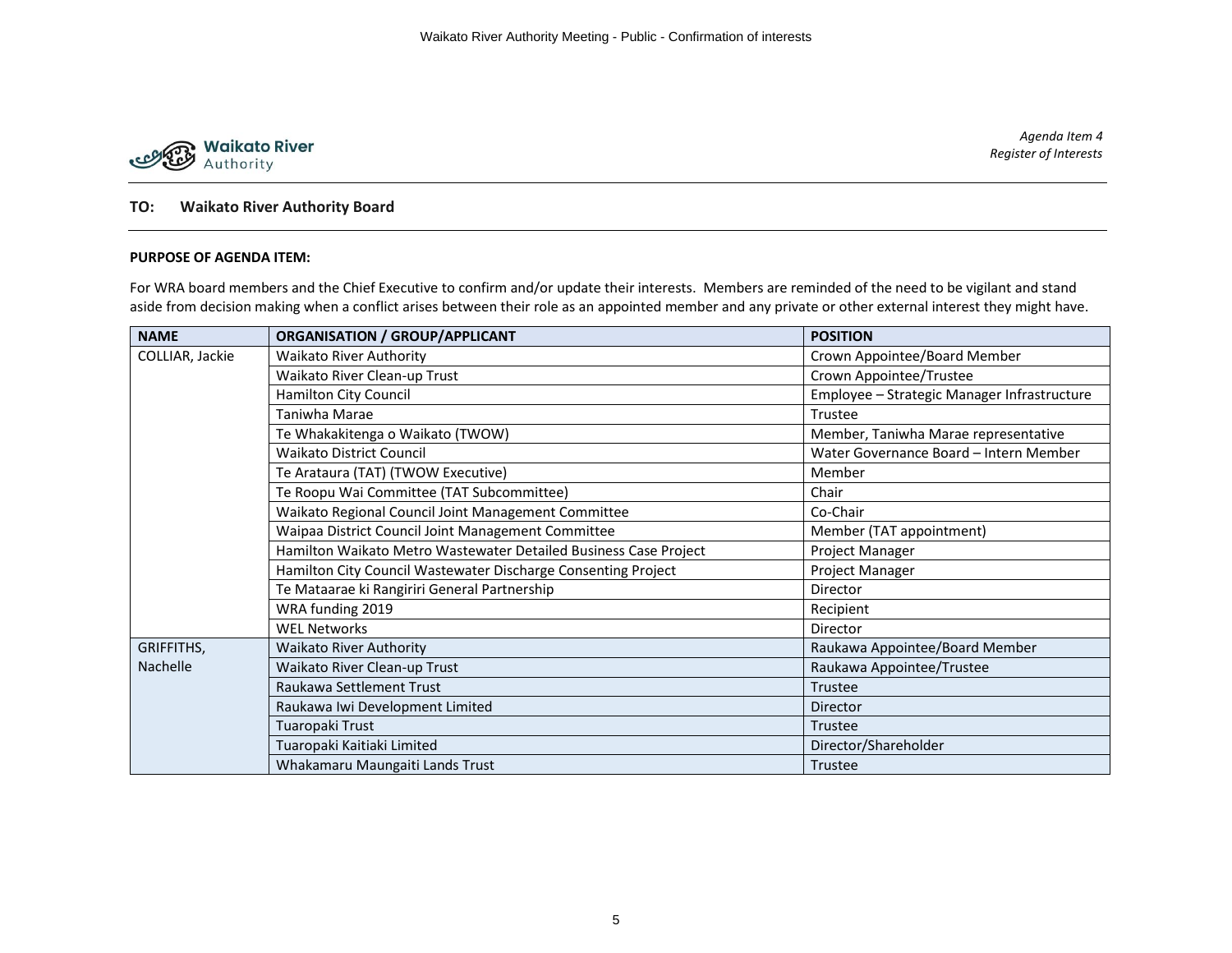Waikato River Authority

*Agenda Item 4*
*Register of Interests*

**TO: Waikato River Authority Board**

**PURPOSE OF AGENDA ITEM:**

For WRA board members and the Chief Executive to confirm and/or update their interests. Members are reminded of the need to be vigilant and stand aside from decision making when a conflict arises between their role as an appointed member and any private or other external interest they might have.

| NAME | ORGANISATION / GROUP/APPLICANT | POSITION |
|---|---|---|
| COLLIAR, Jackie | Waikato River Authority | Crown Appointee/Board Member |
| | Waikato River Clean-up Trust | Crown Appointee/Trustee |
| | Hamilton City Council | Employee – Strategic Manager Infrastructure |
| | Taniwha Marae | Trustee |
| | Te Whakakitenga o Waikato (TWOW) | Member, Taniwha Marae representative |
| | Waikato District Council | Water Governance Board – Intern Member |
| | Te Arataura (TAT) (TWOW Executive) | Member |
| | Te Roopu Wai Committee (TAT Subcommittee) | Chair |
| | Waikato Regional Council Joint Management Committee | Co-Chair |
| | Waipaa District Council Joint Management Committee | Member (TAT appointment) |
| | Hamilton Waikato Metro Wastewater Detailed Business Case Project | Project Manager |
| | Hamilton City Council Wastewater Discharge Consenting Project | Project Manager |
| | Te Mataarae ki Rangiriri General Partnership | Director |
| | WRA funding 2019 | Recipient |
| | WEL Networks | Director |
| GRIFFITHS, Nachelle | Waikato River Authority | Raukawa Appointee/Board Member |
| | Waikato River Clean-up Trust | Raukawa Appointee/Trustee |
| | Raukawa Settlement Trust | Trustee |
| | Raukawa Iwi Development Limited | Director |
| | Tuaropaki Trust | Trustee |
| | Tuaropaki Kaitiaki Limited | Director/Shareholder |
| | Whakamaru Maungaiti Lands Trust | Trustee |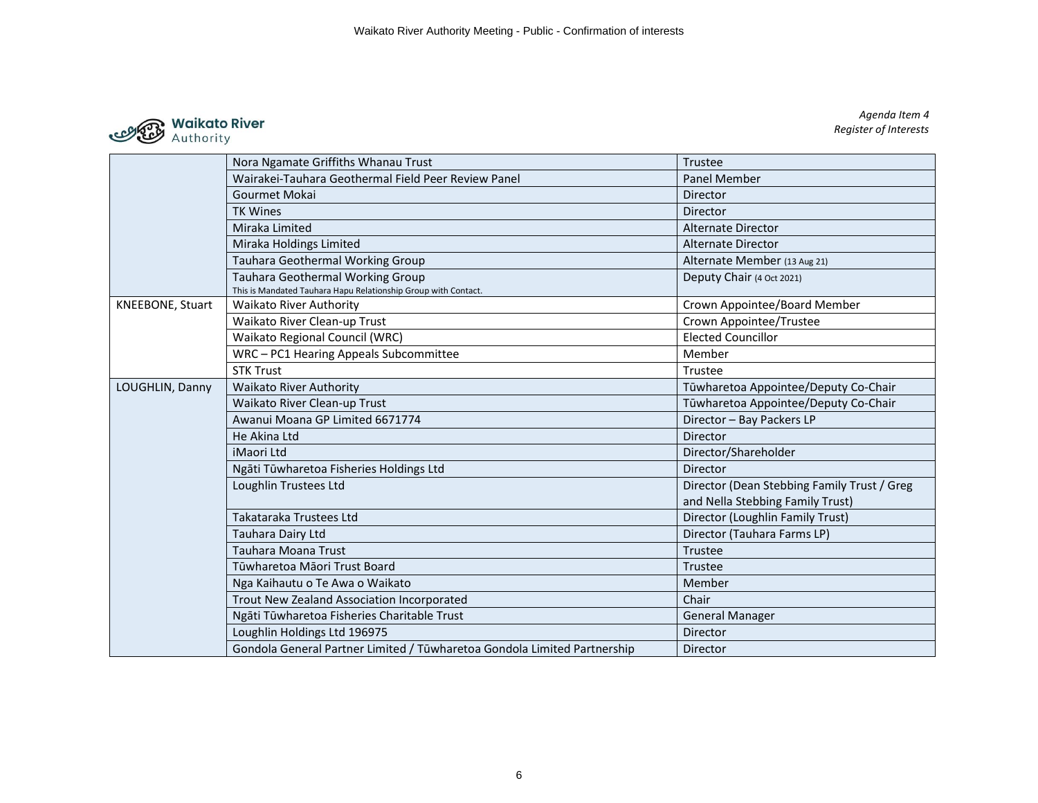*Agenda Item 4*
*Register of Interests*

| | | |
|---|---|---|
| | Nora Ngamate Griffiths Whanau Trust | Trustee |
| | Wairakei-Tauhara Geothermal Field Peer Review Panel | Panel Member |
| | Gourmet Mokai | Director |
| | TK Wines | Director |
| | Miraka Limited | Alternate Director |
| | Miraka Holdings Limited | Alternate Director |
| | Tauhara Geothermal Working Group | Alternate Member (13 Aug 21) |
| | Tauhara Geothermal Working Group<br>This is Mandated Tauhara Hapu Relationship Group with Contact. | Deputy Chair (4 Oct 2021) |
| KNEEBONE, Stuart | Waikato River Authority | Crown Appointee/Board Member |
| | Waikato River Clean-up Trust | Crown Appointee/Trustee |
| | Waikato Regional Council (WRC) | Elected Councillor |
| | WRC – PC1 Hearing Appeals Subcommittee | Member |
| | STK Trust | Trustee |
| LOUGHLIN, Danny | Waikato River Authority | Tūwharetoa Appointee/Deputy Co-Chair |
| | Waikato River Clean-up Trust | Tūwharetoa Appointee/Deputy Co-Chair |
| | Awanui Moana GP Limited 6671774 | Director – Bay Packers LP |
| | He Akina Ltd | Director |
| | iMaori Ltd | Director/Shareholder |
| | Ngāti Tūwharetoa Fisheries Holdings Ltd | Director |
| | Loughlin Trustees Ltd | Director (Dean Stebbing Family Trust / Greg and Nella Stebbing Family Trust) |
| | Takataraka Trustees Ltd | Director (Loughlin Family Trust) |
| | Tauhara Dairy Ltd | Director (Tauhara Farms LP) |
| | Tauhara Moana Trust | Trustee |
| | Tūwharetoa Māori Trust Board | Trustee |
| | Nga Kaihautu o Te Awa o Waikato | Member |
| | Trout New Zealand Association Incorporated | Chair |
| | Ngāti Tūwharetoa Fisheries Charitable Trust | General Manager |
| | Loughlin Holdings Ltd 196975 | Director |
| | Gondola General Partner Limited / Tūwharetoa Gondola Limited Partnership | Director |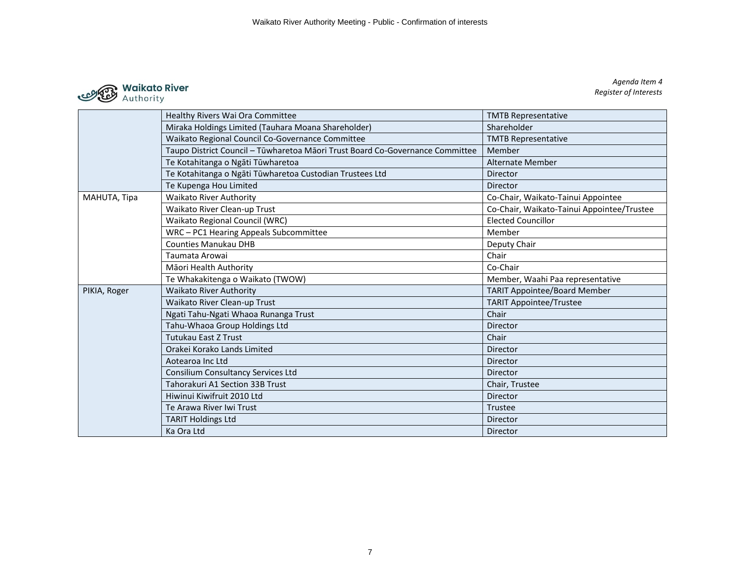*Agenda Item 4*
*Register of Interests*

| | | |
|---|---|---|
| | Healthy Rivers Wai Ora Committee | TMTB Representative |
| | Miraka Holdings Limited (Tauhara Moana Shareholder) | Shareholder |
| | Waikato Regional Council Co-Governance Committee | TMTB Representative |
| | Taupo District Council – Tūwharetoa Māori Trust Board Co-Governance Committee | Member |
| | Te Kotahitanga o Ngāti Tūwharetoa | Alternate Member |
| | Te Kotahitanga o Ngāti Tūwharetoa Custodian Trustees Ltd | Director |
| | Te Kupenga Hou Limited | Director |
| MAHUTA, Tipa | Waikato River Authority | Co-Chair, Waikato-Tainui Appointee |
| | Waikato River Clean-up Trust | Co-Chair, Waikato-Tainui Appointee/Trustee |
| | Waikato Regional Council (WRC) | Elected Councillor |
| | WRC – PC1 Hearing Appeals Subcommittee | Member |
| | Counties Manukau DHB | Deputy Chair |
| | Taumata Arowai | Chair |
| | Māori Health Authority | Co-Chair |
| | Te Whakakitenga o Waikato (TWOW) | Member, Waahi Paa representative |
| PIKIA, Roger | Waikato River Authority | TARIT Appointee/Board Member |
| | Waikato River Clean-up Trust | TARIT Appointee/Trustee |
| | Ngati Tahu-Ngati Whaoa Runanga Trust | Chair |
| | Tahu-Whaoa Group Holdings Ltd | Director |
| | Tutukau East Z Trust | Chair |
| | Orakei Korako Lands Limited | Director |
| | Aotearoa Inc Ltd | Director |
| | Consilium Consultancy Services Ltd | Director |
| | Tahorakuri A1 Section 33B Trust | Chair, Trustee |
| | Hiwinui Kiwifruit 2010 Ltd | Director |
| | Te Arawa River Iwi Trust | Trustee |
| | TARIT Holdings Ltd | Director |
| | Ka Ora Ltd | Director |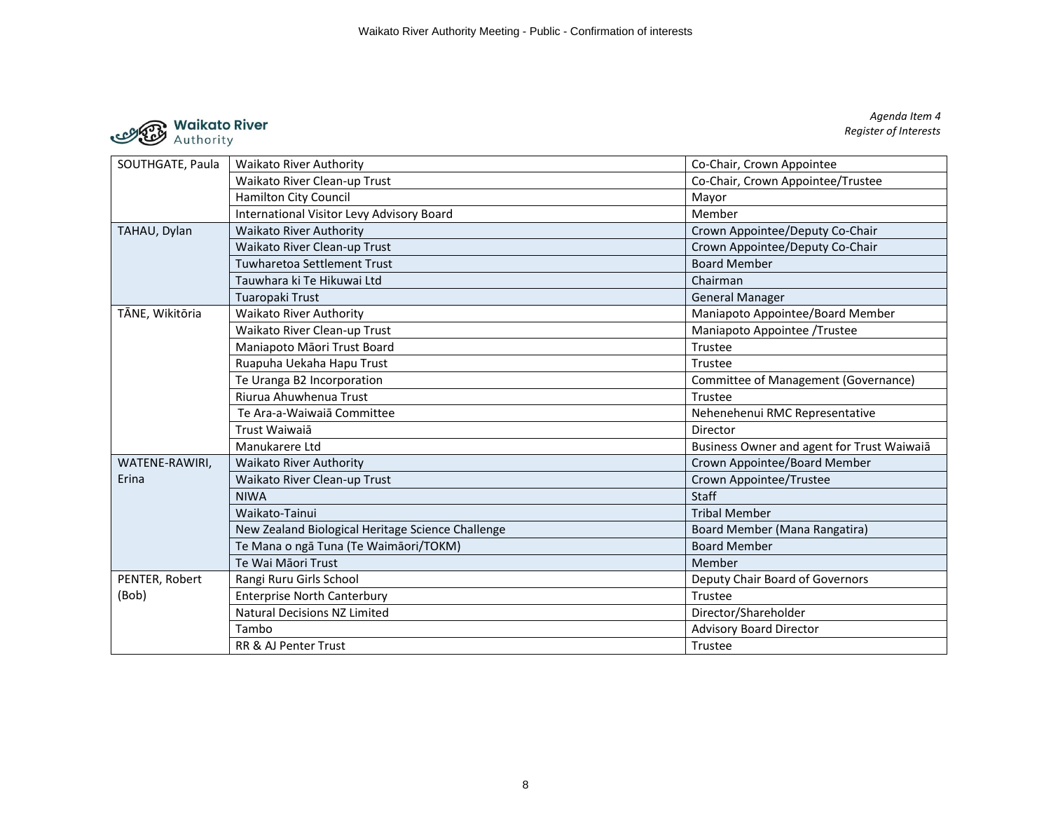*Agenda Item 4*
*Register of Interests*

| | | |
|---|---|---|
| SOUTHGATE, Paula | Waikato River Authority | Co-Chair, Crown Appointee |
| | Waikato River Clean-up Trust | Co-Chair, Crown Appointee/Trustee |
| | Hamilton City Council | Mayor |
| | International Visitor Levy Advisory Board | Member |
| TAHAU, Dylan | Waikato River Authority | Crown Appointee/Deputy Co-Chair |
| | Waikato River Clean-up Trust | Crown Appointee/Deputy Co-Chair |
| | Tuwharetoa Settlement Trust | Board Member |
| | Tauwhara ki Te Hikuwai Ltd | Chairman |
| | Tuaropaki Trust | General Manager |
| TĀNE, Wikitōria | Waikato River Authority | Maniapoto Appointee/Board Member |
| | Waikato River Clean-up Trust | Maniapoto Appointee /Trustee |
| | Maniapoto Māori Trust Board | Trustee |
| | Ruapuha Uekaha Hapu Trust | Trustee |
| | Te Uranga B2 Incorporation | Committee of Management (Governance) |
| | Riurua Ahuwhenua Trust | Trustee |
| | Te Ara-a-Waiwaiā Committee | Nehenehenui RMC Representative |
| | Trust Waiwaiā | Director |
| | Manukarere Ltd | Business Owner and agent for Trust Waiwaiā |
| WATENE-RAWIRI, Erina | Waikato River Authority | Crown Appointee/Board Member |
| | Waikato River Clean-up Trust | Crown Appointee/Trustee |
| | NIWA | Staff |
| | Waikato-Tainui | Tribal Member |
| | New Zealand Biological Heritage Science Challenge | Board Member (Mana Rangatira) |
| | Te Mana o ngā Tuna (Te Waimāori/TOKM) | Board Member |
| | Te Wai Māori Trust | Member |
| PENTER, Robert (Bob) | Rangi Ruru Girls School | Deputy Chair Board of Governors |
| | Enterprise North Canterbury | Trustee |
| | Natural Decisions NZ Limited | Director/Shareholder |
| | Tambo | Advisory Board Director |
| | RR & AJ Penter Trust | Trustee |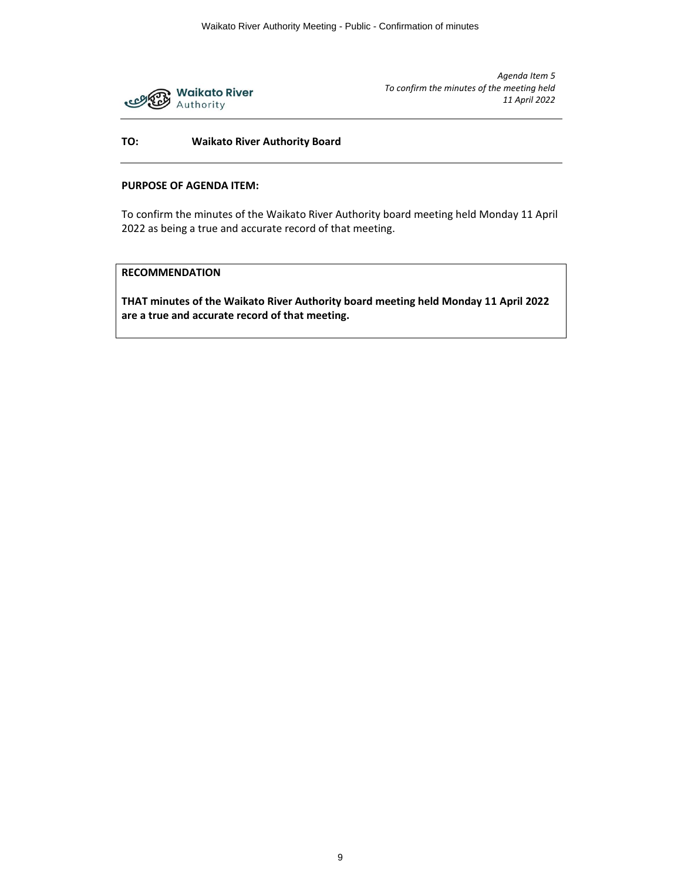Waikato River Authority

*Agenda Item 5*
*To confirm the minutes of the meeting held*
*11 April 2022*

**TO: Waikato River Authority Board**

**PURPOSE OF AGENDA ITEM:**

To confirm the minutes of the Waikato River Authority board meeting held Monday 11 April 2022 as being a true and accurate record of that meeting.

**RECOMMENDATION**

**THAT minutes of the Waikato River Authority board meeting held Monday 11 April 2022 are a true and accurate record of that meeting.**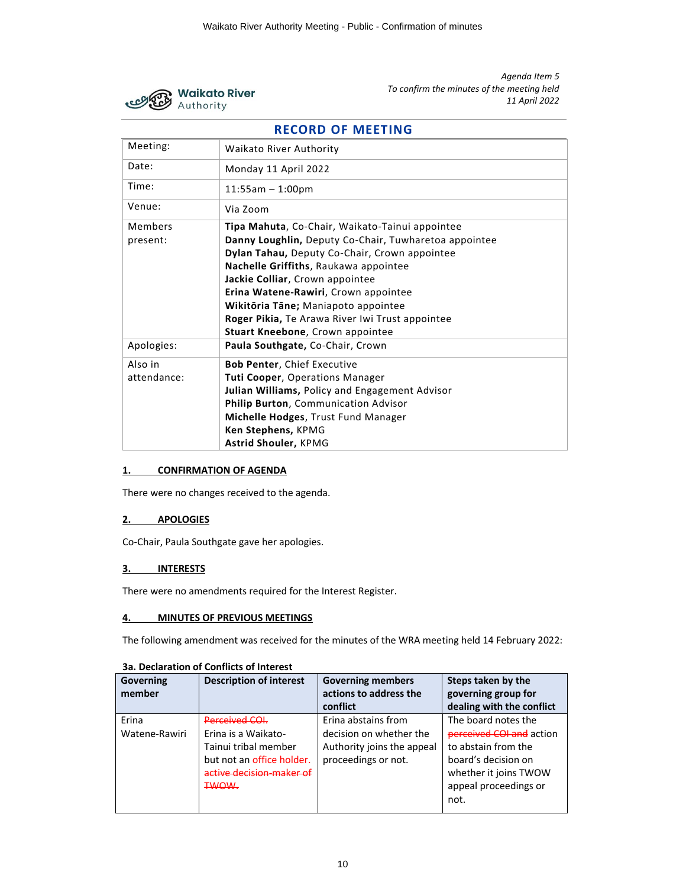*Agenda Item 5*
*To confirm the minutes of the meeting held*
*11 April 2022*

Waikato River Authority

## RECORD OF MEETING

| | |
|---|---|
| Meeting: | Waikato River Authority |
| Date: | Monday 11 April 2022 |
| Time: | 11:55am – 1:00pm |
| Venue: | Via Zoom |
| Members present: | **Tipa Mahuta**, Co-Chair, Waikato-Tainui appointee<br>**Danny Loughlin,** Deputy Co-Chair, Tuwharetoa appointee<br>**Dylan Tahau,** Deputy Co-Chair, Crown appointee<br>**Nachelle Griffiths**, Raukawa appointee<br>**Jackie Colliar**, Crown appointee<br>**Erina Watene-Rawiri**, Crown appointee<br>**Wikitōria Tāne;** Maniapoto appointee<br>**Roger Pikia,** Te Arawa River Iwi Trust appointee<br>**Stuart Kneebone**, Crown appointee |
| Apologies: | **Paula Southgate,** Co-Chair, Crown |
| Also in attendance: | **Bob Penter**, Chief Executive<br>**Tuti Cooper**, Operations Manager<br>**Julian Williams,** Policy and Engagement Advisor<br>**Philip Burton**, Communication Advisor<br>**Michelle Hodges**, Trust Fund Manager<br>**Ken Stephens,** KPMG<br>**Astrid Shouler,** KPMG |

### 1. CONFIRMATION OF AGENDA

There were no changes received to the agenda.

### 2. APOLOGIES

Co-Chair, Paula Southgate gave her apologies.

### 3. INTERESTS

There were no amendments required for the Interest Register.

### 4. MINUTES OF PREVIOUS MEETINGS

The following amendment was received for the minutes of the WRA meeting held 14 February 2022:

**3a. Declaration of Conflicts of Interest**

| Governing member | Description of interest | Governing members actions to address the conflict | Steps taken by the governing group for dealing with the conflict |
|---|---|---|---|
| Erina Watene-Rawiri | ~~Perceived COI.~~ Erina is a Waikato-Tainui tribal member but not an office holder. ~~active decision-maker of TWOW.~~ | Erina abstains from decision on whether the Authority joins the appeal proceedings or not. | The board notes the ~~perceived COI and~~ action to abstain from the board's decision on whether it joins TWOW appeal proceedings or not. |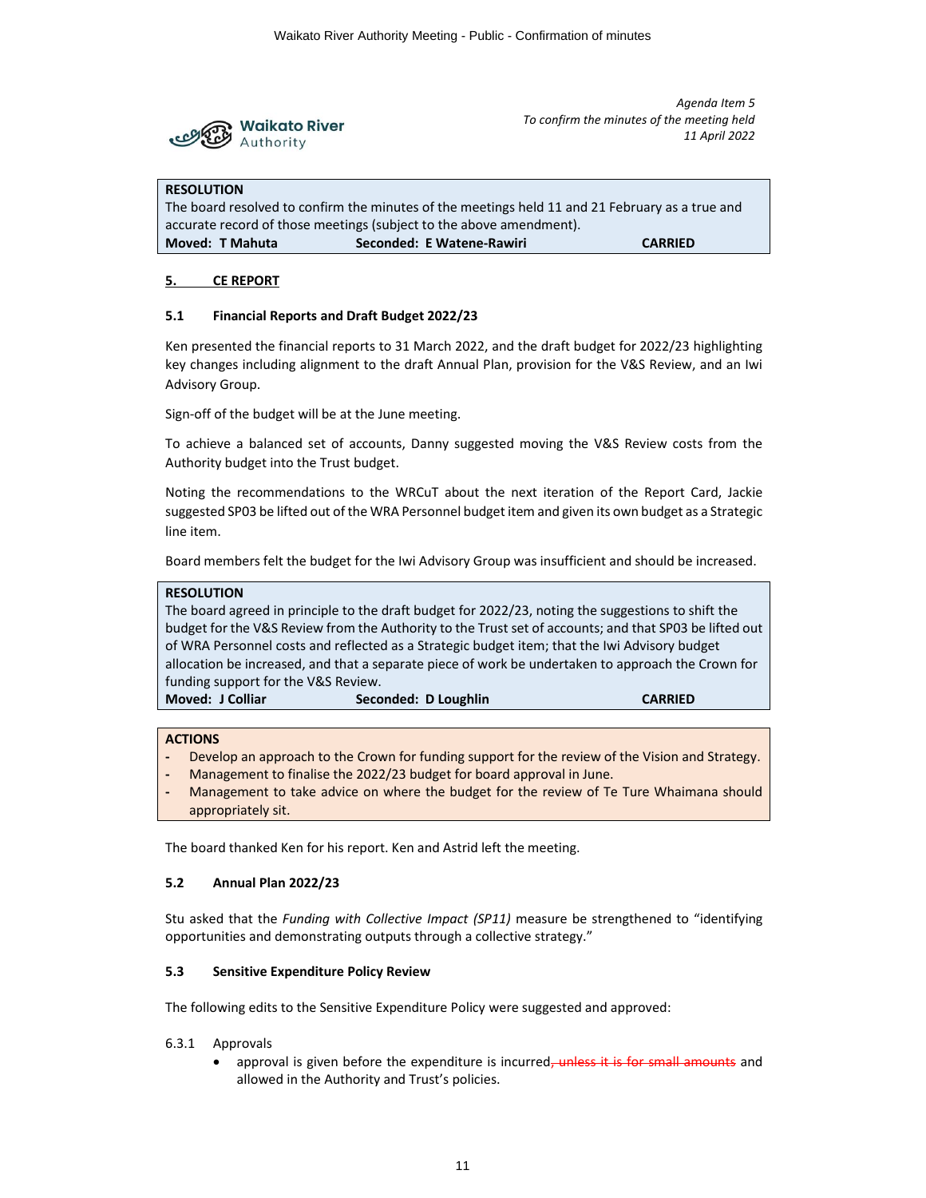Agenda Item 5
*To confirm the minutes of the meeting held 11 April 2022*

**RESOLUTION**
The board resolved to confirm the minutes of the meetings held 11 and 21 February as a true and accurate record of those meetings (subject to the above amendment).
**Moved: T Mahuta** **Seconded: E Watene-Rawiri** **CARRIED**

## 5. CE REPORT

### 5.1 Financial Reports and Draft Budget 2022/23

Ken presented the financial reports to 31 March 2022, and the draft budget for 2022/23 highlighting key changes including alignment to the draft Annual Plan, provision for the V&S Review, and an Iwi Advisory Group.

Sign-off of the budget will be at the June meeting.

To achieve a balanced set of accounts, Danny suggested moving the V&S Review costs from the Authority budget into the Trust budget.

Noting the recommendations to the WRCuT about the next iteration of the Report Card, Jackie suggested SP03 be lifted out of the WRA Personnel budget item and given its own budget as a Strategic line item.

Board members felt the budget for the Iwi Advisory Group was insufficient and should be increased.

**RESOLUTION**
The board agreed in principle to the draft budget for 2022/23, noting the suggestions to shift the budget for the V&S Review from the Authority to the Trust set of accounts; and that SP03 be lifted out of WRA Personnel costs and reflected as a Strategic budget item; that the Iwi Advisory budget allocation be increased, and that a separate piece of work be undertaken to approach the Crown for funding support for the V&S Review.
**Moved: J Colliar** **Seconded: D Loughlin** **CARRIED**

**ACTIONS**
- Develop an approach to the Crown for funding support for the review of the Vision and Strategy.
- Management to finalise the 2022/23 budget for board approval in June.
- Management to take advice on where the budget for the review of Te Ture Whaimana should appropriately sit.

The board thanked Ken for his report. Ken and Astrid left the meeting.

### 5.2 Annual Plan 2022/23

Stu asked that the *Funding with Collective Impact (SP11)* measure be strengthened to "identifying opportunities and demonstrating outputs through a collective strategy."

### 5.3 Sensitive Expenditure Policy Review

The following edits to the Sensitive Expenditure Policy were suggested and approved:

6.3.1 Approvals
- approval is given before the expenditure is incurred~~, unless it is for small amounts~~ and allowed in the Authority and Trust's policies.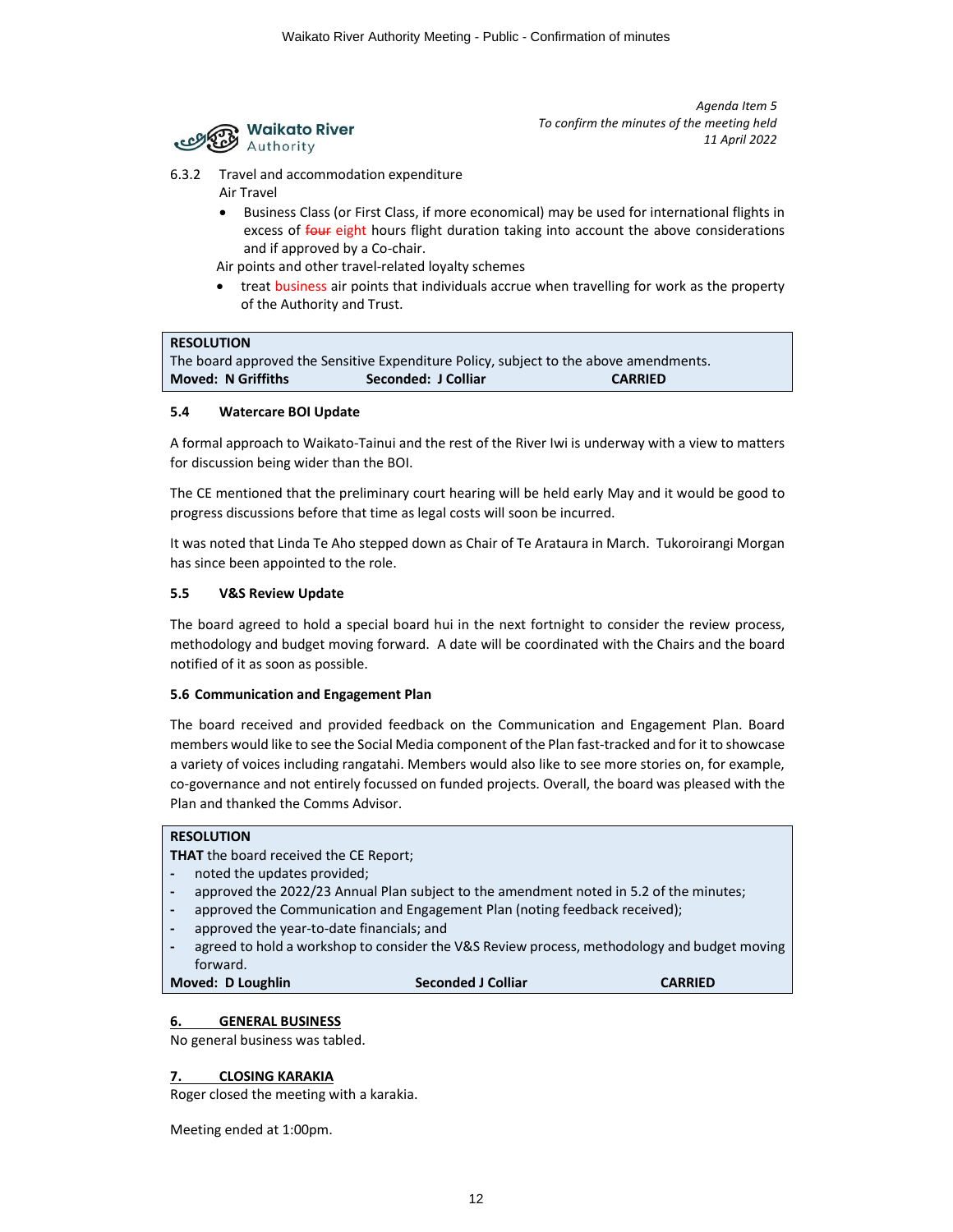*Agenda Item 5*
*To confirm the minutes of the meeting held*
*11 April 2022*

6.3.2 Travel and accommodation expenditure

Air Travel

- Business Class (or First Class, if more economical) may be used for international flights in excess of ~~four~~ eight hours flight duration taking into account the above considerations and if approved by a Co-chair.

Air points and other travel-related loyalty schemes

- treat business air points that individuals accrue when travelling for work as the property of the Authority and Trust.

| **RESOLUTION** | | |
|---|---|---|
| The board approved the Sensitive Expenditure Policy, subject to the above amendments. | | |
| **Moved: N Griffiths** | **Seconded: J Colliar** | **CARRIED** |

### 5.4 Watercare BOI Update

A formal approach to Waikato-Tainui and the rest of the River Iwi is underway with a view to matters for discussion being wider than the BOI.

The CE mentioned that the preliminary court hearing will be held early May and it would be good to progress discussions before that time as legal costs will soon be incurred.

It was noted that Linda Te Aho stepped down as Chair of Te Arataura in March. Tukoroirangi Morgan has since been appointed to the role.

### 5.5 V&S Review Update

The board agreed to hold a special board hui in the next fortnight to consider the review process, methodology and budget moving forward. A date will be coordinated with the Chairs and the board notified of it as soon as possible.

### 5.6 Communication and Engagement Plan

The board received and provided feedback on the Communication and Engagement Plan. Board members would like to see the Social Media component of the Plan fast-tracked and for it to showcase a variety of voices including rangatahi. Members would also like to see more stories on, for example, co-governance and not entirely focussed on funded projects. Overall, the board was pleased with the Plan and thanked the Comms Advisor.

**RESOLUTION**

**THAT** the board received the CE Report;

- noted the updates provided;
- approved the 2022/23 Annual Plan subject to the amendment noted in 5.2 of the minutes;
- approved the Communication and Engagement Plan (noting feedback received);
- approved the year-to-date financials; and
- agreed to hold a workshop to consider the V&S Review process, methodology and budget moving forward.

**Moved: D Loughlin** | **Seconded J Colliar** | **CARRIED**

## 6. GENERAL BUSINESS

No general business was tabled.

## 7. CLOSING KARAKIA

Roger closed the meeting with a karakia.

Meeting ended at 1:00pm.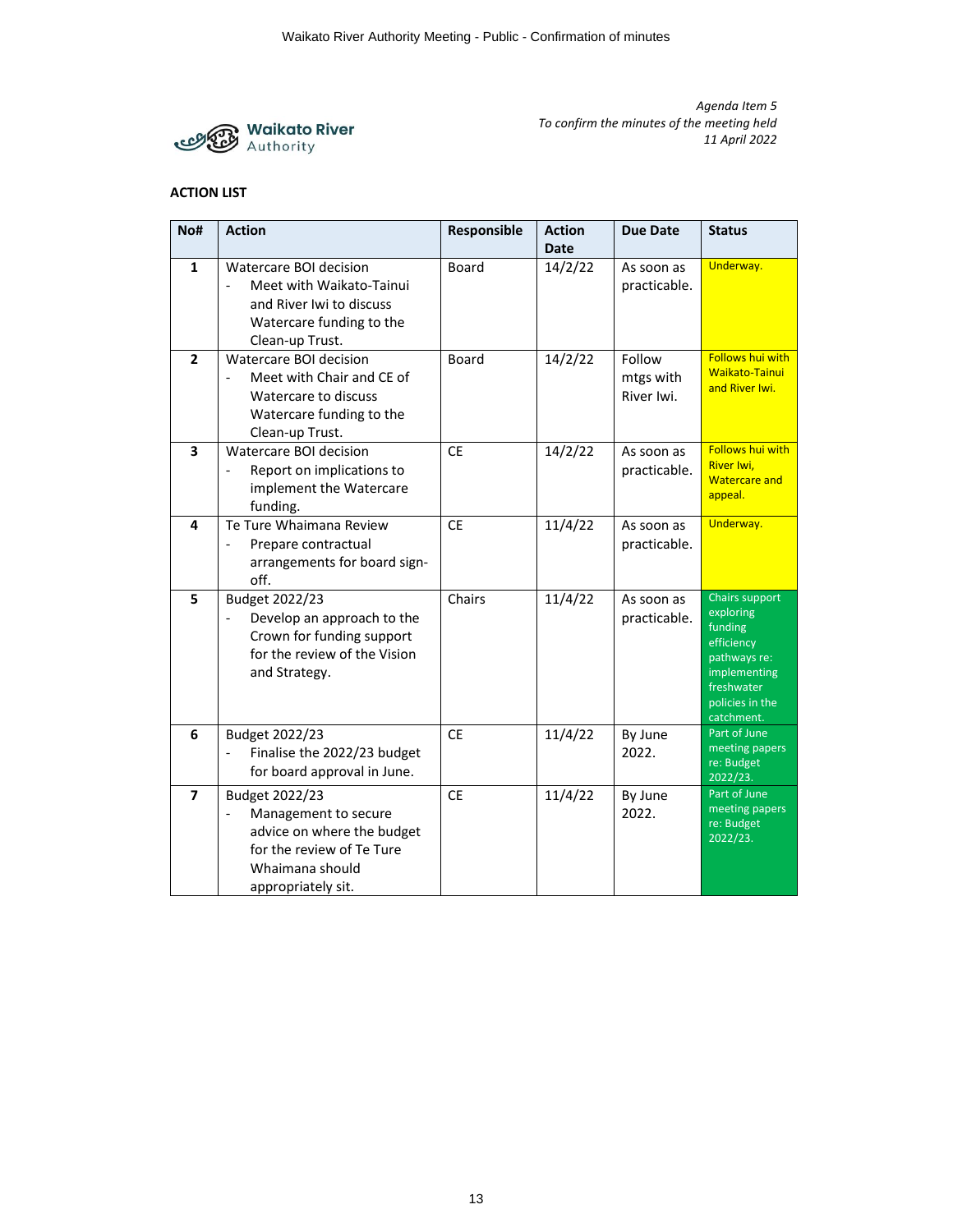*Agenda Item 5*
*To confirm the minutes of the meeting held*
*11 April 2022*

**Waikato River Authority**

**ACTION LIST**

| No# | Action | Responsible | Action Date | Due Date | Status |
|---|---|---|---|---|---|
| **1** | Watercare BOI decision<br>- Meet with Waikato-Tainui and River Iwi to discuss Watercare funding to the Clean-up Trust. | Board | 14/2/22 | As soon as practicable. | Underway. |
| **2** | Watercare BOI decision<br>- Meet with Chair and CE of Watercare to discuss Watercare funding to the Clean-up Trust. | Board | 14/2/22 | Follow mtgs with River Iwi. | Follows hui with Waikato-Tainui and River Iwi. |
| **3** | Watercare BOI decision<br>- Report on implications to implement the Watercare funding. | CE | 14/2/22 | As soon as practicable. | Follows hui with River Iwi, Watercare and appeal. |
| **4** | Te Ture Whaimana Review<br>- Prepare contractual arrangements for board sign-off. | CE | 11/4/22 | As soon as practicable. | Underway. |
| **5** | Budget 2022/23<br>- Develop an approach to the Crown for funding support for the review of the Vision and Strategy. | Chairs | 11/4/22 | As soon as practicable. | Chairs support exploring funding efficiency pathways re: implementing freshwater policies in the catchment. |
| **6** | Budget 2022/23<br>- Finalise the 2022/23 budget for board approval in June. | CE | 11/4/22 | By June 2022. | Part of June meeting papers re: Budget 2022/23. |
| **7** | Budget 2022/23<br>- Management to secure advice on where the budget for the review of Te Ture Whaimana should appropriately sit. | CE | 11/4/22 | By June 2022. | Part of June meeting papers re: Budget 2022/23. |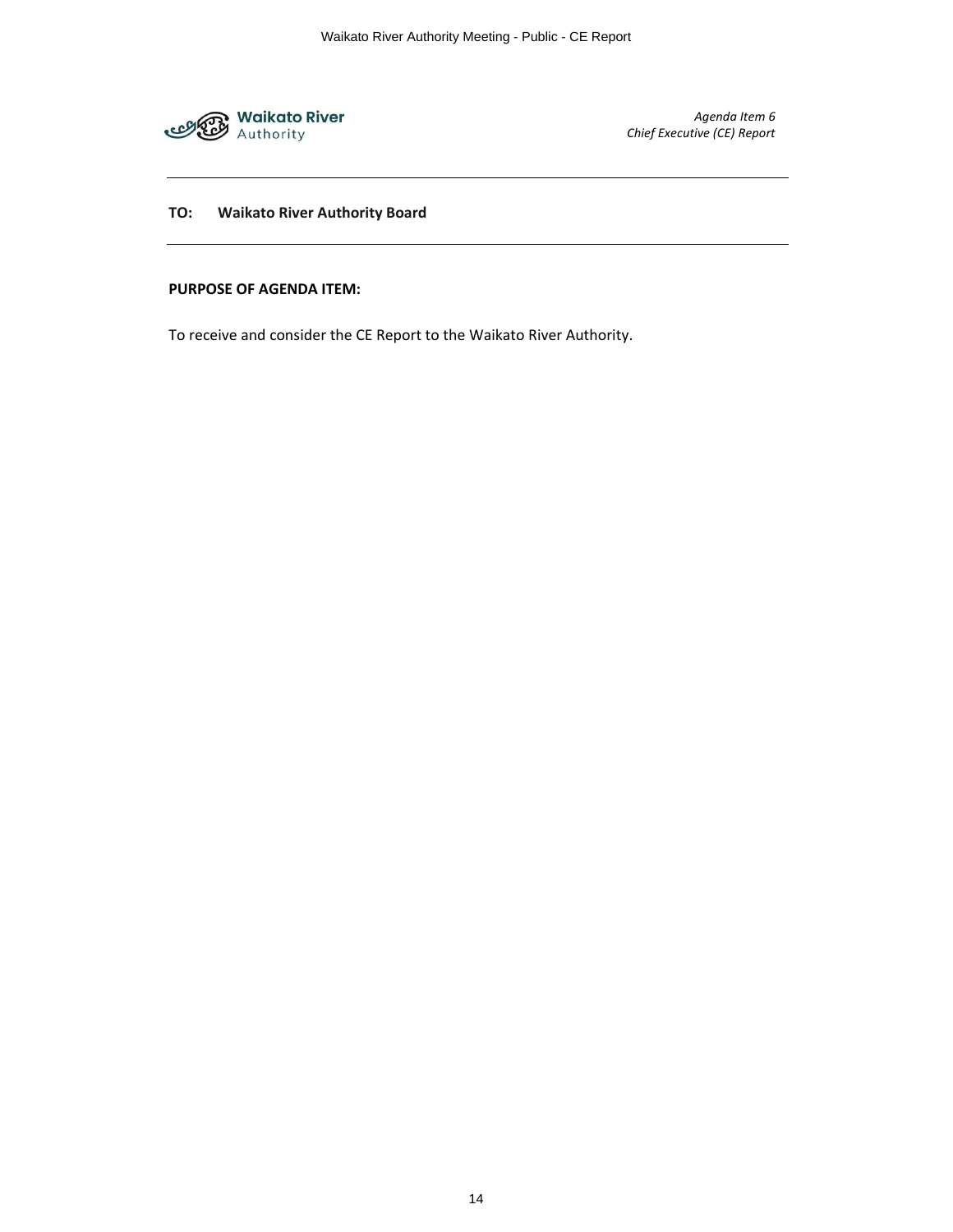**Waikato River Authority**

*Agenda Item 6*
*Chief Executive (CE) Report*

---

**TO: Waikato River Authority Board**

---

**PURPOSE OF AGENDA ITEM:**

To receive and consider the CE Report to the Waikato River Authority.